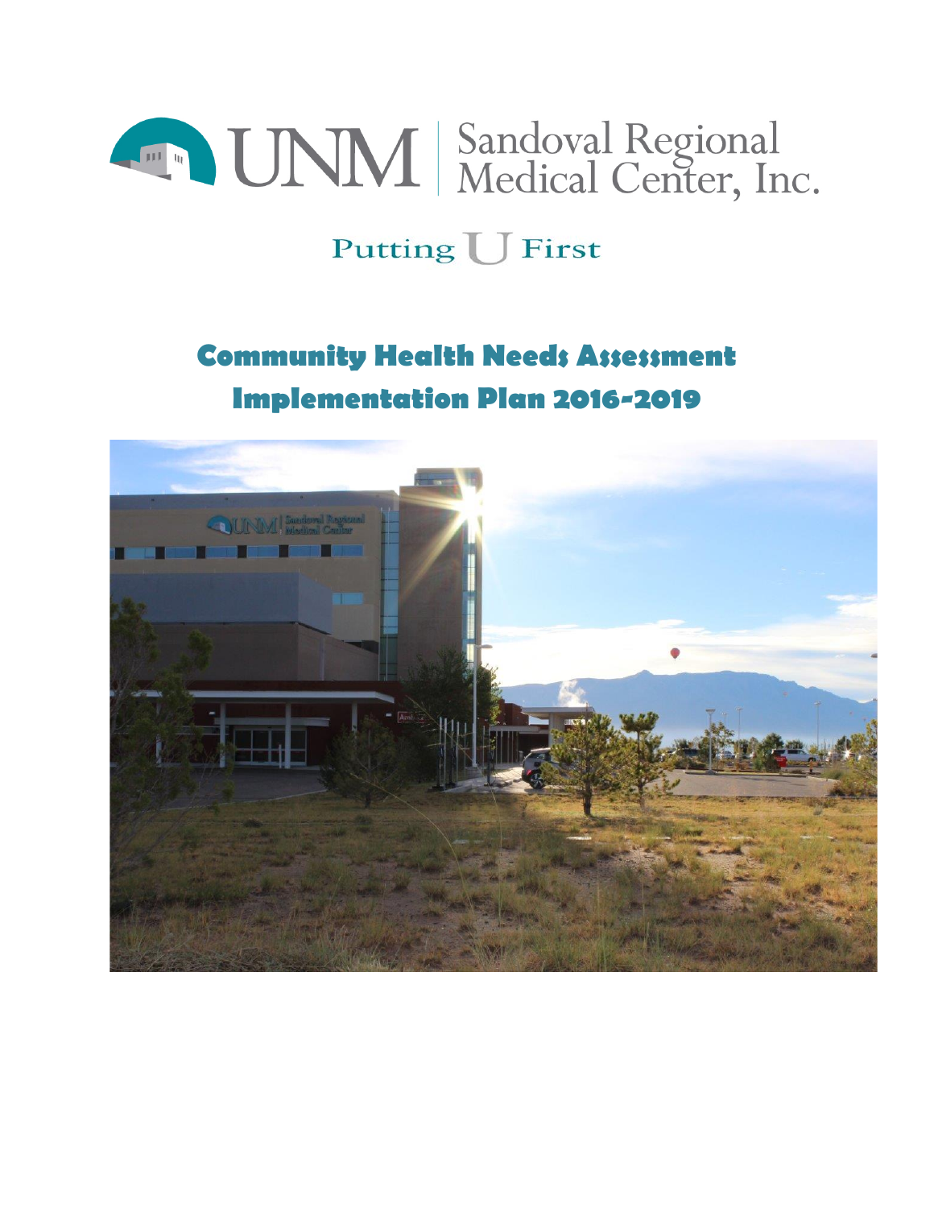# UNM Sandoval Regional Medical Center, Inc.

Putting U First

# Community Health Needs Assessment Implementation Plan 2016-2019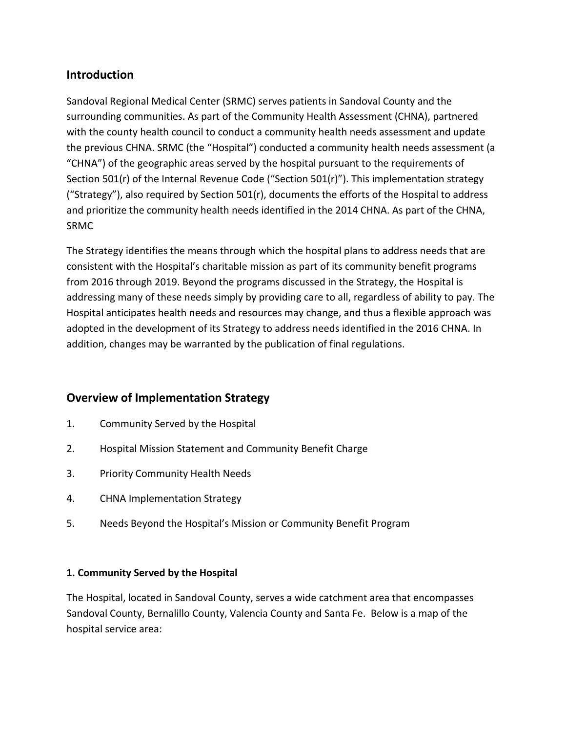## Introduction

Sandoval Regional Medical Center (SRMC) serves patients in Sandoval County and the surrounding communities. As part of the Community Health Assessment (CHNA), partnered with the county health council to conduct a community health needs assessment and update the previous CHNA. SRMC (the "Hospital") conducted a community health needs assessment (a "CHNA") of the geographic areas served by the hospital pursuant to the requirements of Section 501(r) of the Internal Revenue Code ("Section 501(r)"). This implementation strategy ("Strategy"), also required by Section 501(r), documents the efforts of the Hospital to address and prioritize the community health needs identified in the 2014 CHNA. As part of the CHNA, SRMC

The Strategy identifies the means through which the hospital plans to address needs that are consistent with the Hospital's charitable mission as part of its community benefit programs from 2016 through 2019. Beyond the programs discussed in the Strategy, the Hospital is addressing many of these needs simply by providing care to all, regardless of ability to pay. The Hospital anticipates health needs and resources may change, and thus a flexible approach was adopted in the development of its Strategy to address needs identified in the 2016 CHNA. In addition, changes may be warranted by the publication of final regulations.

## Overview of Implementation Strategy

1. Community Served by the Hospital
2. Hospital Mission Statement and Community Benefit Charge
3. Priority Community Health Needs
4. CHNA Implementation Strategy
5. Needs Beyond the Hospital's Mission or Community Benefit Program

### 1. Community Served by the Hospital

The Hospital, located in Sandoval County, serves a wide catchment area that encompasses Sandoval County, Bernalillo County, Valencia County and Santa Fe. Below is a map of the hospital service area: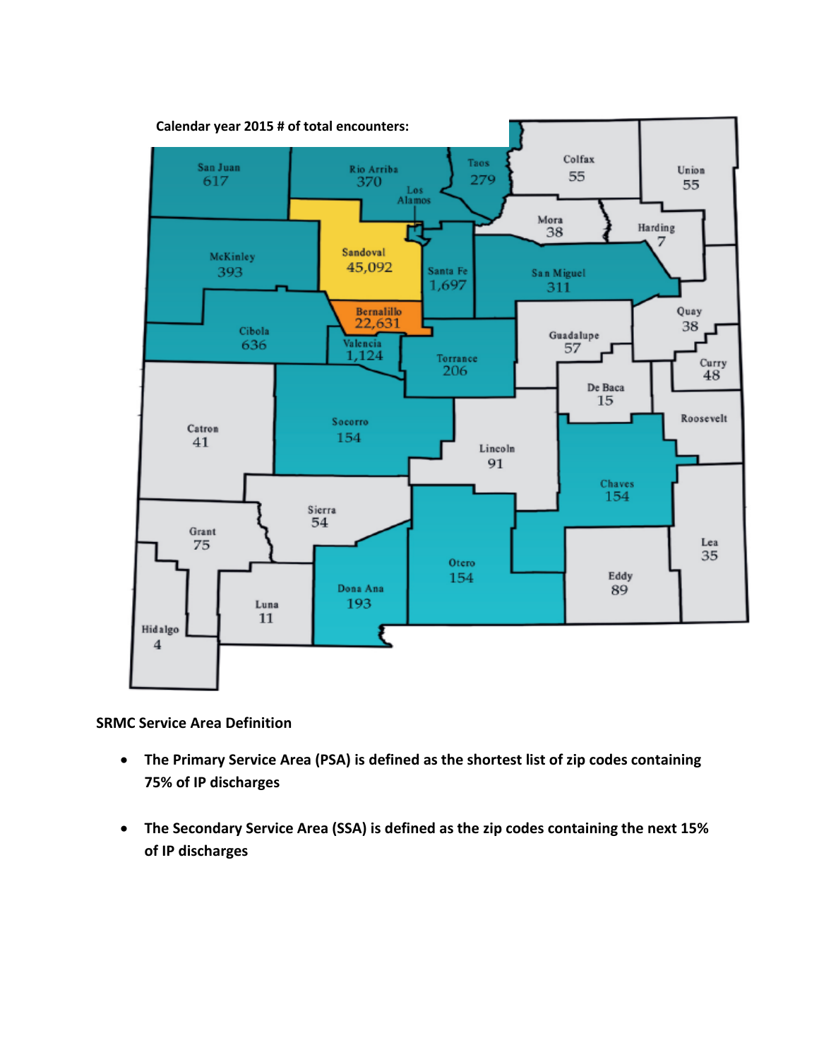**Calendar year 2015 # of total encounters:**

| County | Encounters |
|---|---|
| San Juan | 617 |
| Rio Arriba | 370 |
| Taos | 279 |
| Los Alamos | |
| Colfax | 55 |
| Union | 55 |
| Mora | 38 |
| Harding | 7 |
| McKinley | 393 |
| Sandoval | 45,092 |
| Santa Fe | 1,697 |
| San Miguel | 311 |
| Bernalillo | 22,631 |
| Cibola | 636 |
| Valencia | 1,124 |
| Torrance | 206 |
| Guadalupe | 57 |
| Quay | 38 |
| Curry | 48 |
| De Baca | 15 |
| Roosevelt | |
| Catron | 41 |
| Socorro | 154 |
| Lincoln | 91 |
| Chaves | 154 |
| Sierra | 54 |
| Grant | 75 |
| Otero | 154 |
| Lea | 35 |
| Eddy | 89 |
| Dona Ana | 193 |
| Luna | 11 |
| Hidalgo | 4 |

**SRMC Service Area Definition**

- **The Primary Service Area (PSA) is defined as the shortest list of zip codes containing 75% of IP discharges**
- **The Secondary Service Area (SSA) is defined as the zip codes containing the next 15% of IP discharges**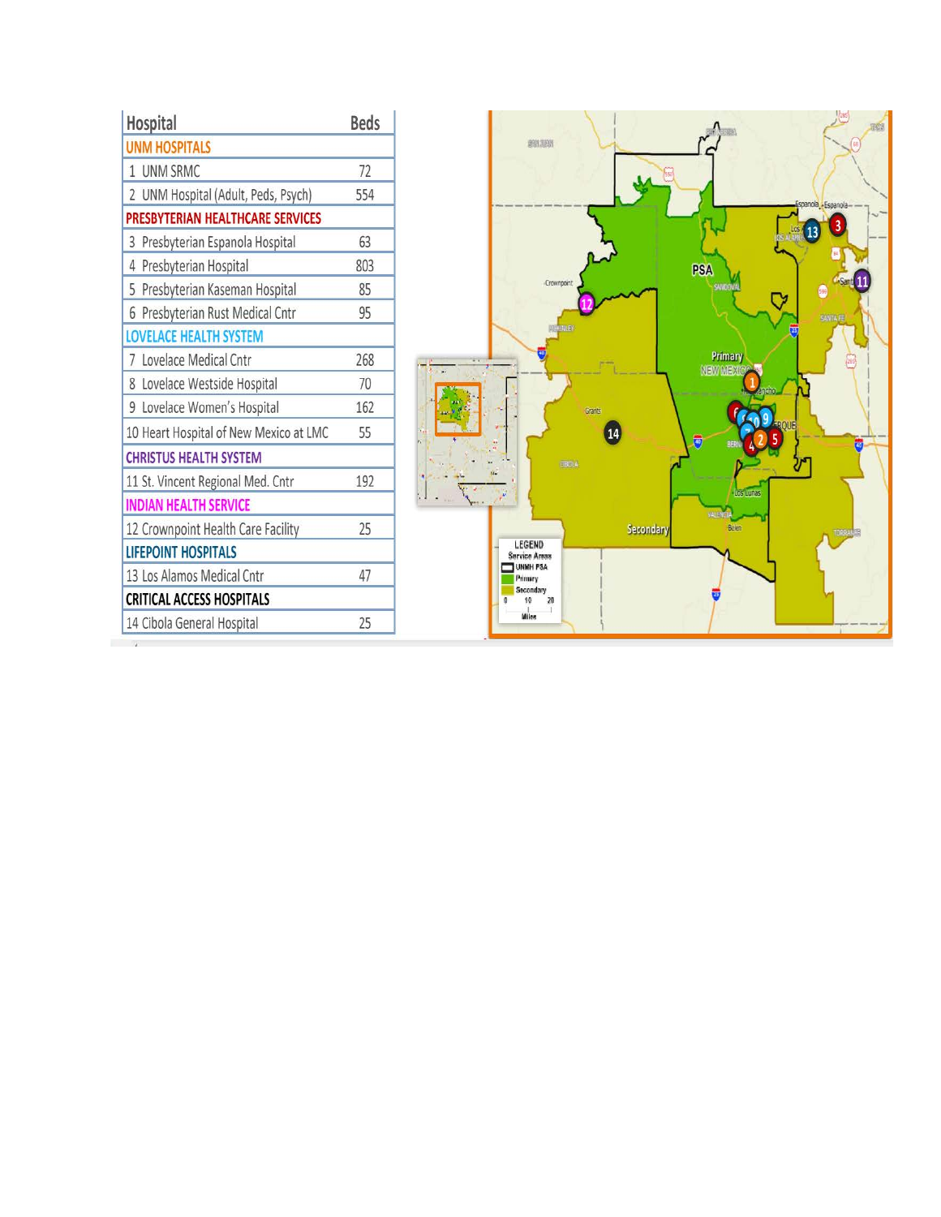| Hospital | Beds |
|---|---|
| **UNM HOSPITALS** | |
| 1 UNM SRMC | 72 |
| 2 UNM Hospital (Adult, Peds, Psych) | 554 |
| **PRESBYTERIAN HEALTHCARE SERVICES** | |
| 3 Presbyterian Espanola Hospital | 63 |
| 4 Presbyterian Hospital | 803 |
| 5 Presbyterian Kaseman Hospital | 85 |
| 6 Presbyterian Rust Medical Cntr | 95 |
| **LOVELACE HEALTH SYSTEM** | |
| 7 Lovelace Medical Cntr | 268 |
| 8 Lovelace Westside Hospital | 70 |
| 9 Lovelace Women's Hospital | 162 |
| 10 Heart Hospital of New Mexico at LMC | 55 |
| **CHRISTUS HEALTH SYSTEM** | |
| 11 St. Vincent Regional Med. Cntr | 192 |
| **INDIAN HEALTH SERVICE** | |
| 12 Crownpoint Health Care Facility | 25 |
| **LIFEPOINT HOSPITALS** | |
| 13 Los Alamos Medical Cntr | 47 |
| **CRITICAL ACCESS HOSPITALS** | |
| 14 Cibola General Hospital | 25 |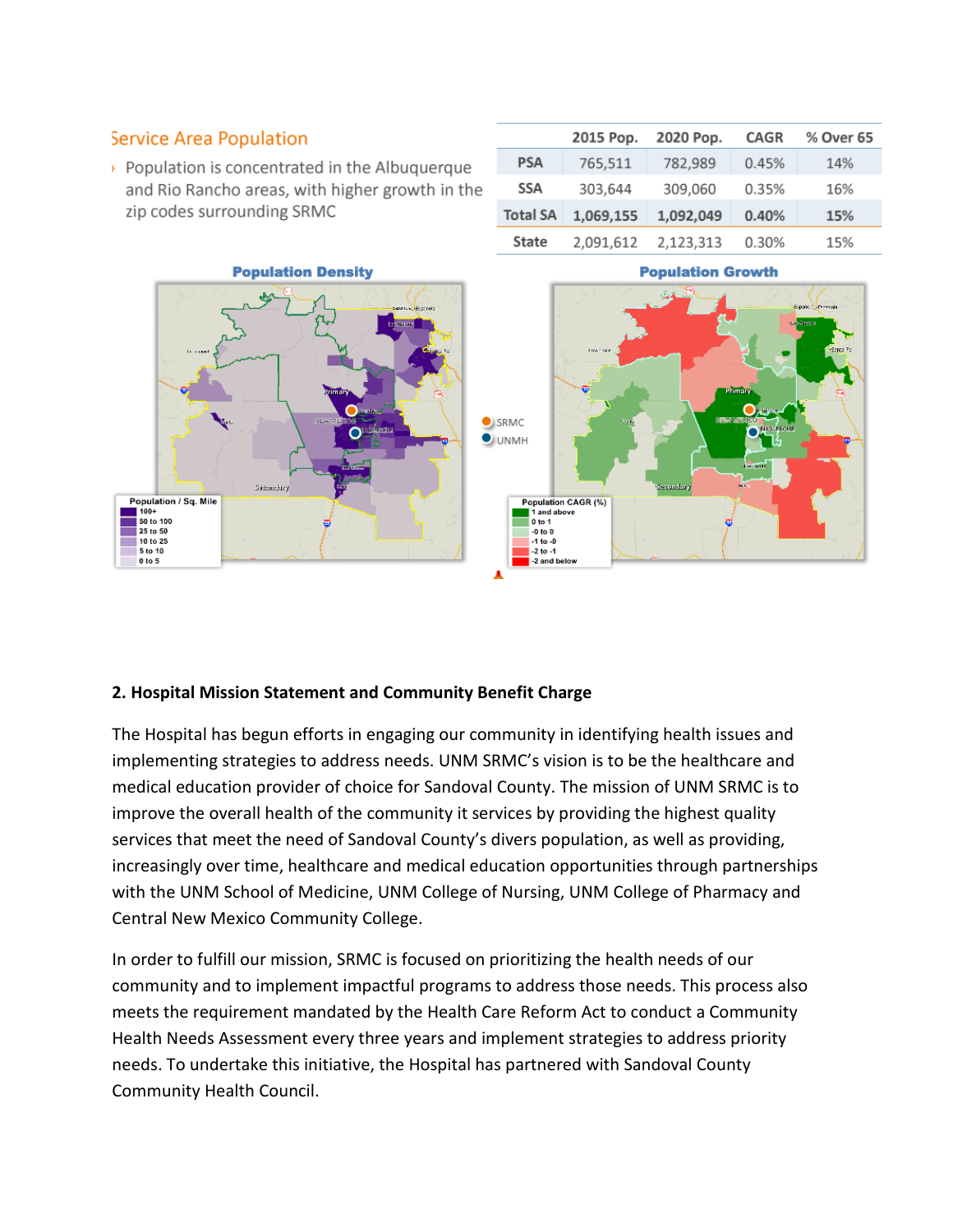## Service Area Population

- Population is concentrated in the Albuquerque and Rio Rancho areas, with higher growth in the zip codes surrounding SRMC

| | 2015 Pop. | 2020 Pop. | CAGR | % Over 65 |
|---|---|---|---|---|
| PSA | 765,511 | 782,989 | 0.45% | 14% |
| SSA | 303,644 | 309,060 | 0.35% | 16% |
| **Total SA** | **1,069,155** | **1,092,049** | **0.40%** | **15%** |
| State | 2,091,612 | 2,123,313 | 0.30% | 15% |

**Population Density**

Population / Sq. Mile: 100+; 50 to 100; 25 to 50; 10 to 25; 5 to 10; 0 to 5

**Population Growth**

Population CAGR (%): 1 and above; 0 to 1; -0 to 0; -1 to -0; -2 to -1; -2 and below

SRMC
UNMH

**2. Hospital Mission Statement and Community Benefit Charge**

The Hospital has begun efforts in engaging our community in identifying health issues and implementing strategies to address needs. UNM SRMC's vision is to be the healthcare and medical education provider of choice for Sandoval County. The mission of UNM SRMC is to improve the overall health of the community it services by providing the highest quality services that meet the need of Sandoval County's divers population, as well as providing, increasingly over time, healthcare and medical education opportunities through partnerships with the UNM School of Medicine, UNM College of Nursing, UNM College of Pharmacy and Central New Mexico Community College.

In order to fulfill our mission, SRMC is focused on prioritizing the health needs of our community and to implement impactful programs to address those needs. This process also meets the requirement mandated by the Health Care Reform Act to conduct a Community Health Needs Assessment every three years and implement strategies to address priority needs. To undertake this initiative, the Hospital has partnered with Sandoval County Community Health Council.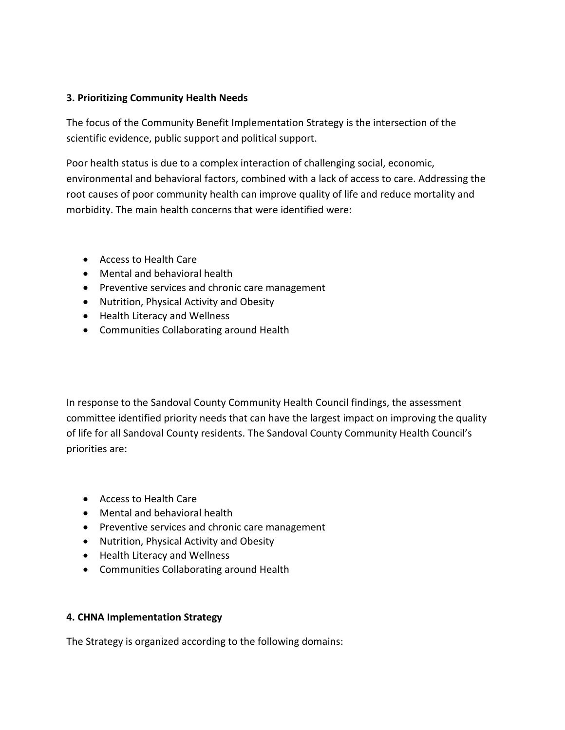**3. Prioritizing Community Health Needs**

The focus of the Community Benefit Implementation Strategy is the intersection of the scientific evidence, public support and political support.

Poor health status is due to a complex interaction of challenging social, economic, environmental and behavioral factors, combined with a lack of access to care. Addressing the root causes of poor community health can improve quality of life and reduce mortality and morbidity. The main health concerns that were identified were:

- Access to Health Care
- Mental and behavioral health
- Preventive services and chronic care management
- Nutrition, Physical Activity and Obesity
- Health Literacy and Wellness
- Communities Collaborating around Health

In response to the Sandoval County Community Health Council findings, the assessment committee identified priority needs that can have the largest impact on improving the quality of life for all Sandoval County residents. The Sandoval County Community Health Council's priorities are:

- Access to Health Care
- Mental and behavioral health
- Preventive services and chronic care management
- Nutrition, Physical Activity and Obesity
- Health Literacy and Wellness
- Communities Collaborating around Health

**4. CHNA Implementation Strategy**

The Strategy is organized according to the following domains: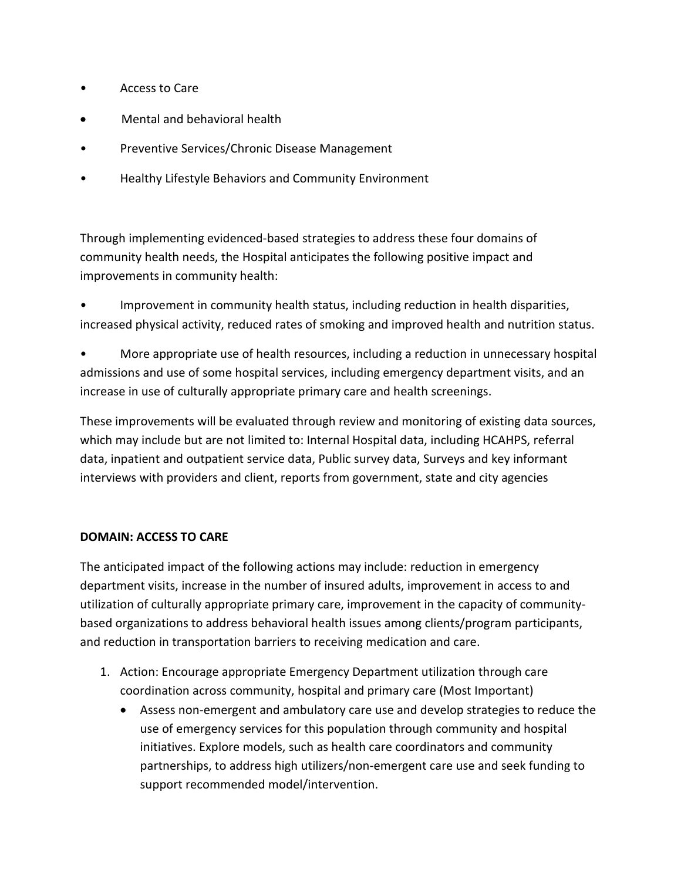- Access to Care
- Mental and behavioral health
- Preventive Services/Chronic Disease Management
- Healthy Lifestyle Behaviors and Community Environment

Through implementing evidenced-based strategies to address these four domains of community health needs, the Hospital anticipates the following positive impact and improvements in community health:

- Improvement in community health status, including reduction in health disparities, increased physical activity, reduced rates of smoking and improved health and nutrition status.
- More appropriate use of health resources, including a reduction in unnecessary hospital admissions and use of some hospital services, including emergency department visits, and an increase in use of culturally appropriate primary care and health screenings.

These improvements will be evaluated through review and monitoring of existing data sources, which may include but are not limited to: Internal Hospital data, including HCAHPS, referral data, inpatient and outpatient service data, Public survey data, Surveys and key informant interviews with providers and client, reports from government, state and city agencies

**DOMAIN: ACCESS TO CARE**

The anticipated impact of the following actions may include: reduction in emergency department visits, increase in the number of insured adults, improvement in access to and utilization of culturally appropriate primary care, improvement in the capacity of community-based organizations to address behavioral health issues among clients/program participants, and reduction in transportation barriers to receiving medication and care.

1. Action: Encourage appropriate Emergency Department utilization through care coordination across community, hospital and primary care (Most Important)
    - Assess non-emergent and ambulatory care use and develop strategies to reduce the use of emergency services for this population through community and hospital initiatives. Explore models, such as health care coordinators and community partnerships, to address high utilizers/non-emergent care use and seek funding to support recommended model/intervention.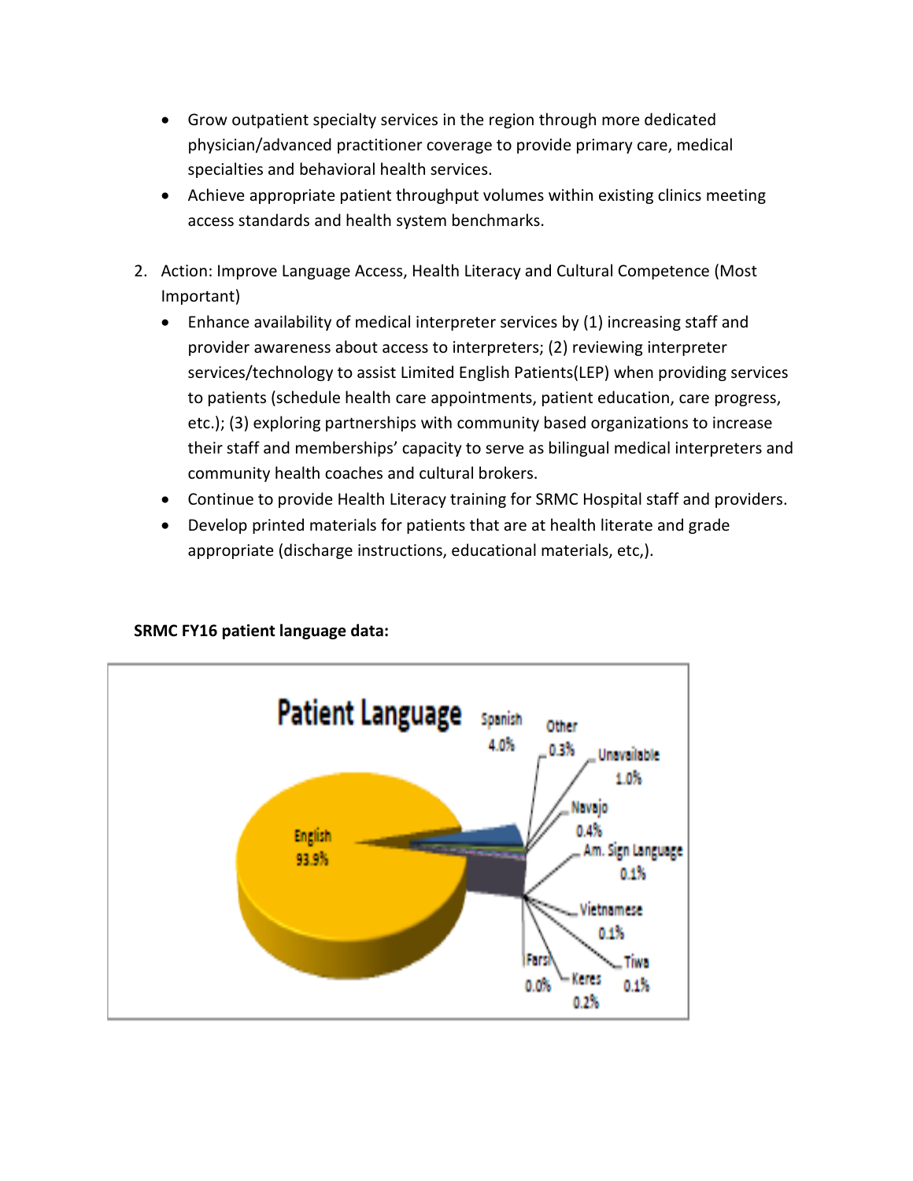- Grow outpatient specialty services in the region through more dedicated physician/advanced practitioner coverage to provide primary care, medical specialties and behavioral health services.
- Achieve appropriate patient throughput volumes within existing clinics meeting access standards and health system benchmarks.

2. Action: Improve Language Access, Health Literacy and Cultural Competence (Most Important)
   - Enhance availability of medical interpreter services by (1) increasing staff and provider awareness about access to interpreters; (2) reviewing interpreter services/technology to assist Limited English Patients(LEP) when providing services to patients (schedule health care appointments, patient education, care progress, etc.); (3) exploring partnerships with community based organizations to increase their staff and memberships' capacity to serve as bilingual medical interpreters and community health coaches and cultural brokers.
   - Continue to provide Health Literacy training for SRMC Hospital staff and providers.
   - Develop printed materials for patients that are at health literate and grade appropriate (discharge instructions, educational materials, etc,).

**SRMC FY16 patient language data:**

**Patient Language**

| Language | Percent |
|---|---|
| English | 93.9% |
| Spanish | 4.0% |
| Other | 0.3% |
| Unavailable | 1.0% |
| Navajo | 0.4% |
| Am. Sign Language | 0.1% |
| Vietnamese | 0.1% |
| Tiwa | 0.1% |
| Keres | 0.2% |
| Farsi | 0.0% |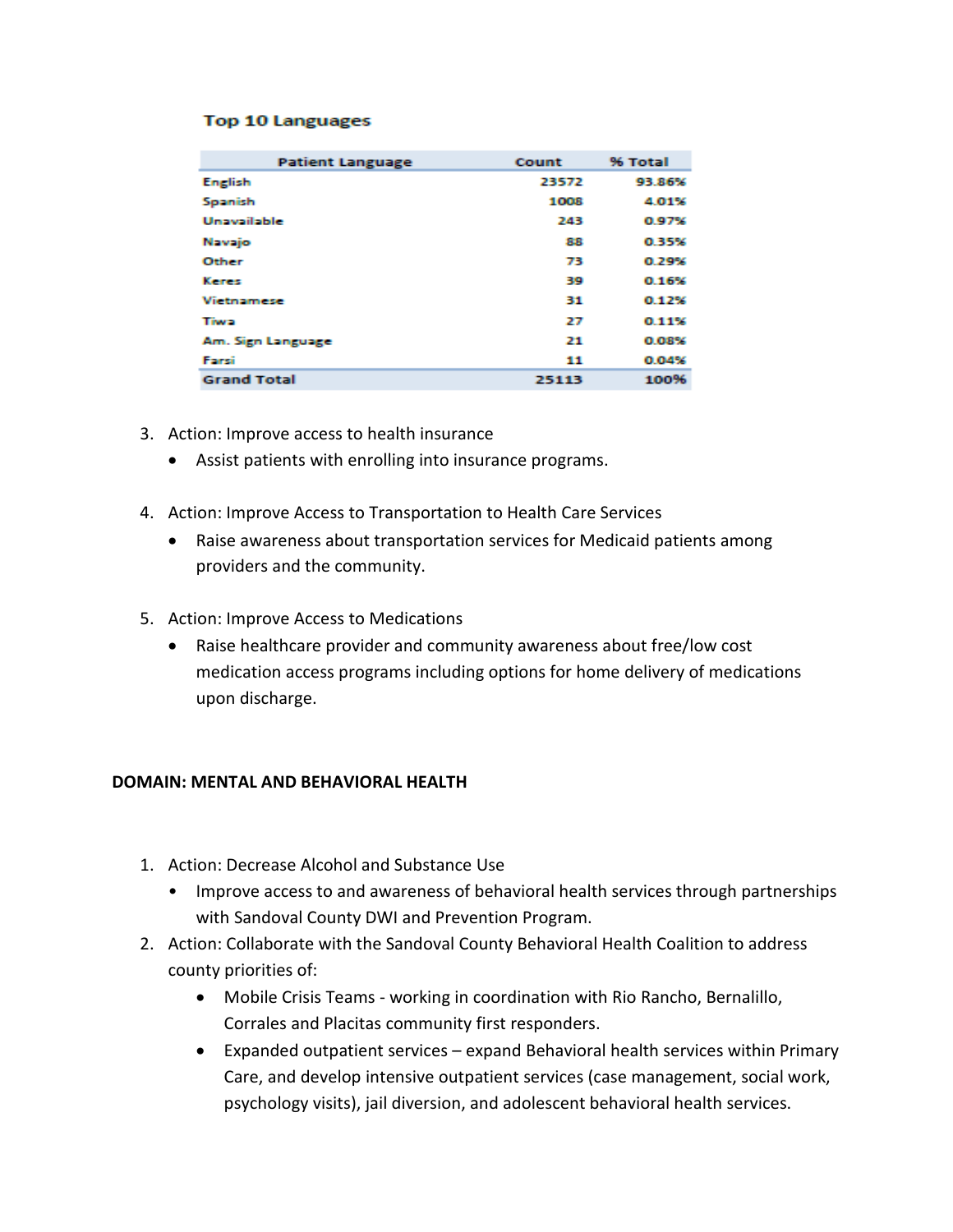**Top 10 Languages**

| Patient Language | Count | % Total |
|---|---|---|
| English | 23572 | 93.86% |
| Spanish | 1008 | 4.01% |
| Unavailable | 243 | 0.97% |
| Navajo | 88 | 0.35% |
| Other | 73 | 0.29% |
| Keres | 39 | 0.16% |
| Vietnamese | 31 | 0.12% |
| Tiwa | 27 | 0.11% |
| Am. Sign Language | 21 | 0.08% |
| Farsi | 11 | 0.04% |
| **Grand Total** | **25113** | **100%** |

3. Action: Improve access to health insurance
   - Assist patients with enrolling into insurance programs.

4. Action: Improve Access to Transportation to Health Care Services
   - Raise awareness about transportation services for Medicaid patients among providers and the community.

5. Action: Improve Access to Medications
   - Raise healthcare provider and community awareness about free/low cost medication access programs including options for home delivery of medications upon discharge.

**DOMAIN: MENTAL AND BEHAVIORAL HEALTH**

1. Action: Decrease Alcohol and Substance Use
   - Improve access to and awareness of behavioral health services through partnerships with Sandoval County DWI and Prevention Program.
2. Action: Collaborate with the Sandoval County Behavioral Health Coalition to address county priorities of:
   - Mobile Crisis Teams - working in coordination with Rio Rancho, Bernalillo, Corrales and Placitas community first responders.
   - Expanded outpatient services – expand Behavioral health services within Primary Care, and develop intensive outpatient services (case management, social work, psychology visits), jail diversion, and adolescent behavioral health services.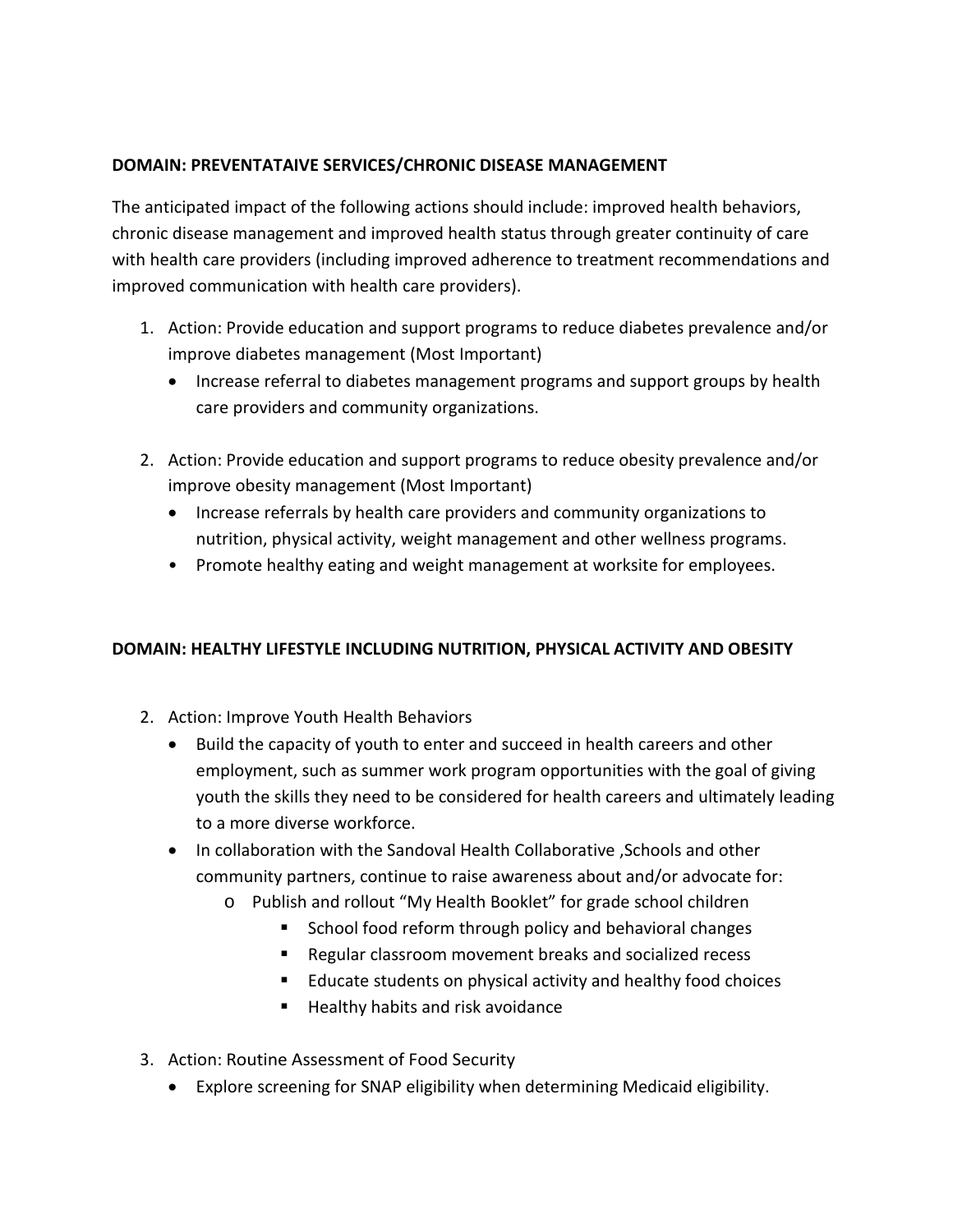**DOMAIN: PREVENTATAIVE SERVICES/CHRONIC DISEASE MANAGEMENT**

The anticipated impact of the following actions should include: improved health behaviors, chronic disease management and improved health status through greater continuity of care with health care providers (including improved adherence to treatment recommendations and improved communication with health care providers).

1. Action: Provide education and support programs to reduce diabetes prevalence and/or improve diabetes management (Most Important)
   - Increase referral to diabetes management programs and support groups by health care providers and community organizations.

2. Action: Provide education and support programs to reduce obesity prevalence and/or improve obesity management (Most Important)
   - Increase referrals by health care providers and community organizations to nutrition, physical activity, weight management and other wellness programs.
   - Promote healthy eating and weight management at worksite for employees.

**DOMAIN: HEALTHY LIFESTYLE INCLUDING NUTRITION, PHYSICAL ACTIVITY AND OBESITY**

2. Action: Improve Youth Health Behaviors
   - Build the capacity of youth to enter and succeed in health careers and other employment, such as summer work program opportunities with the goal of giving youth the skills they need to be considered for health careers and ultimately leading to a more diverse workforce.
   - In collaboration with the Sandoval Health Collaborative ,Schools and other community partners, continue to raise awareness about and/or advocate for:
     - Publish and rollout "My Health Booklet" for grade school children
       - School food reform through policy and behavioral changes
       - Regular classroom movement breaks and socialized recess
       - Educate students on physical activity and healthy food choices
       - Healthy habits and risk avoidance

3. Action: Routine Assessment of Food Security
   - Explore screening for SNAP eligibility when determining Medicaid eligibility.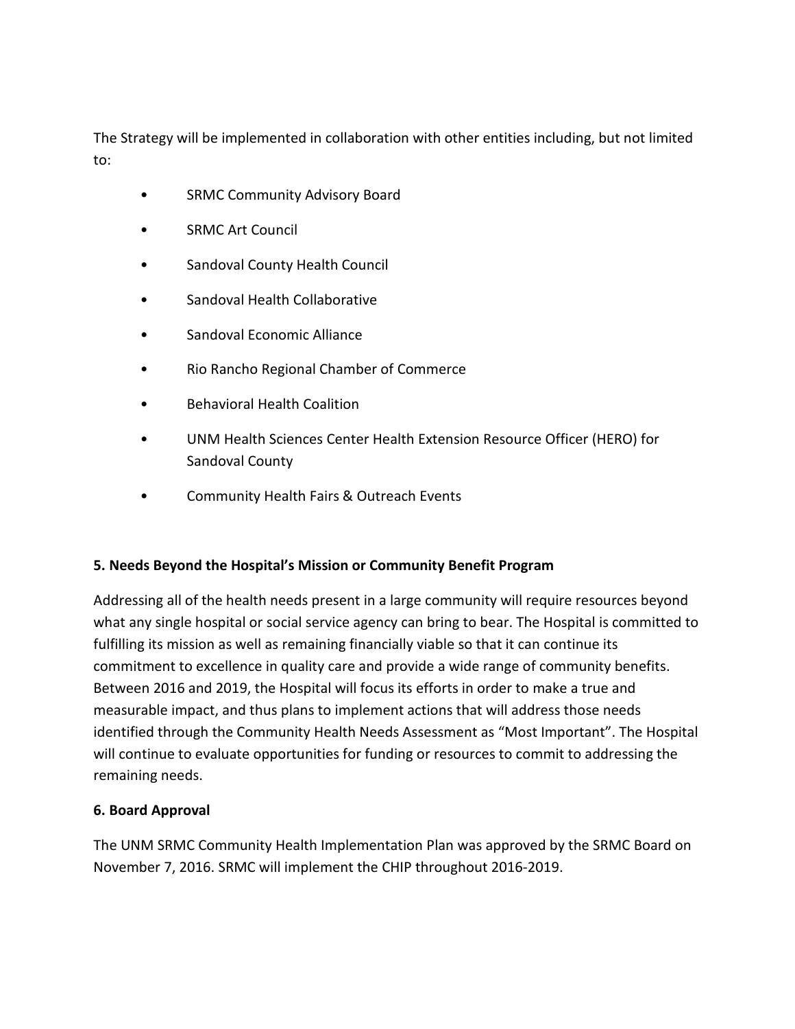The Strategy will be implemented in collaboration with other entities including, but not limited to:

- SRMC Community Advisory Board
- SRMC Art Council
- Sandoval County Health Council
- Sandoval Health Collaborative
- Sandoval Economic Alliance
- Rio Rancho Regional Chamber of Commerce
- Behavioral Health Coalition
- UNM Health Sciences Center Health Extension Resource Officer (HERO) for Sandoval County
- Community Health Fairs & Outreach Events

**5. Needs Beyond the Hospital's Mission or Community Benefit Program**

Addressing all of the health needs present in a large community will require resources beyond what any single hospital or social service agency can bring to bear. The Hospital is committed to fulfilling its mission as well as remaining financially viable so that it can continue its commitment to excellence in quality care and provide a wide range of community benefits. Between 2016 and 2019, the Hospital will focus its efforts in order to make a true and measurable impact, and thus plans to implement actions that will address those needs identified through the Community Health Needs Assessment as "Most Important". The Hospital will continue to evaluate opportunities for funding or resources to commit to addressing the remaining needs.

**6. Board Approval**

The UNM SRMC Community Health Implementation Plan was approved by the SRMC Board on November 7, 2016. SRMC will implement the CHIP throughout 2016-2019.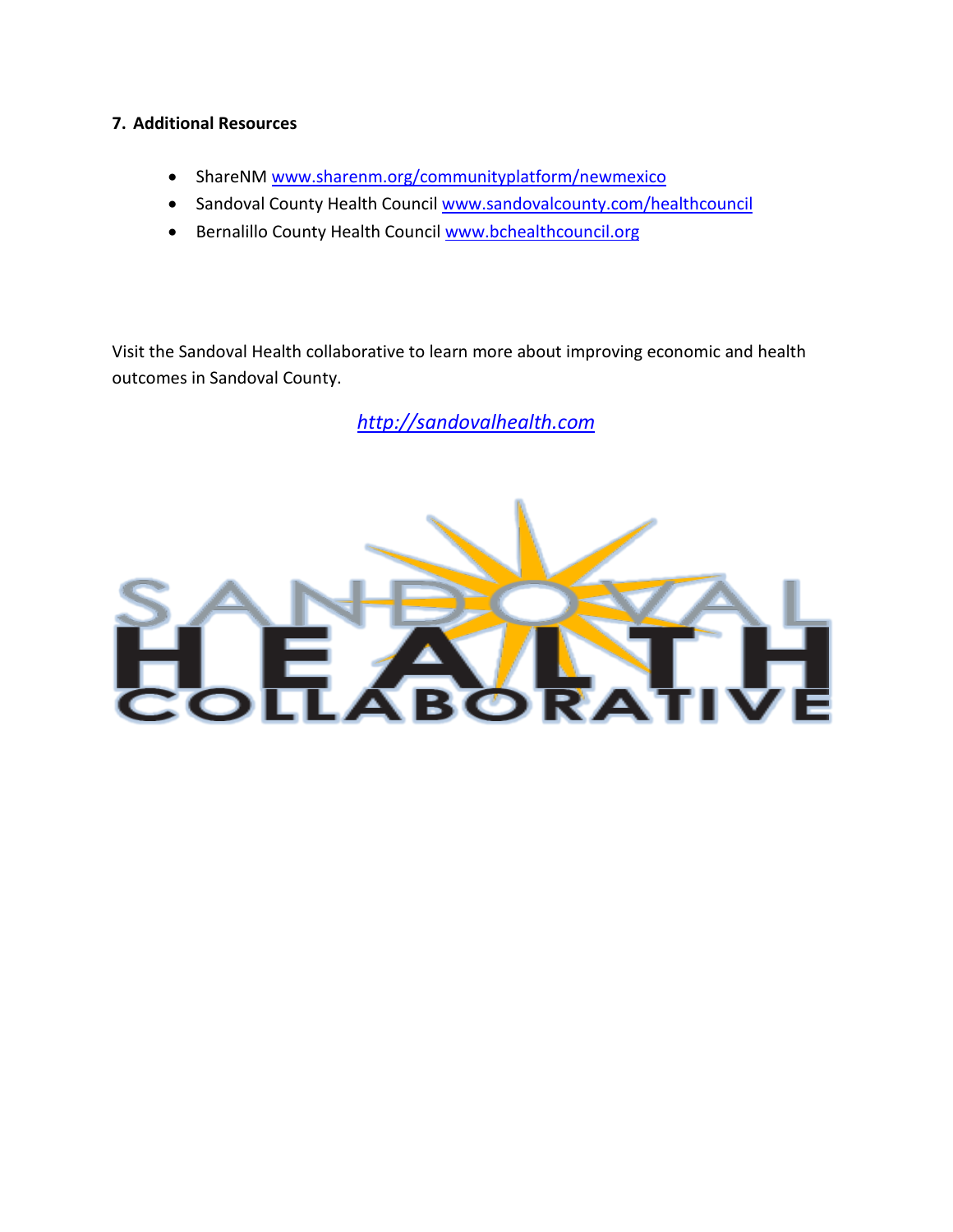### 7. Additional Resources

- ShareNM www.sharenm.org/communityplatform/newmexico
- Sandoval County Health Council www.sandovalcounty.com/healthcouncil
- Bernalillo County Health Council www.bchealthcouncil.org

Visit the Sandoval Health collaborative to learn more about improving economic and health outcomes in Sandoval County.

*http://sandovalhealth.com*

SANDOVAL HEALTH COLLABORATIVE